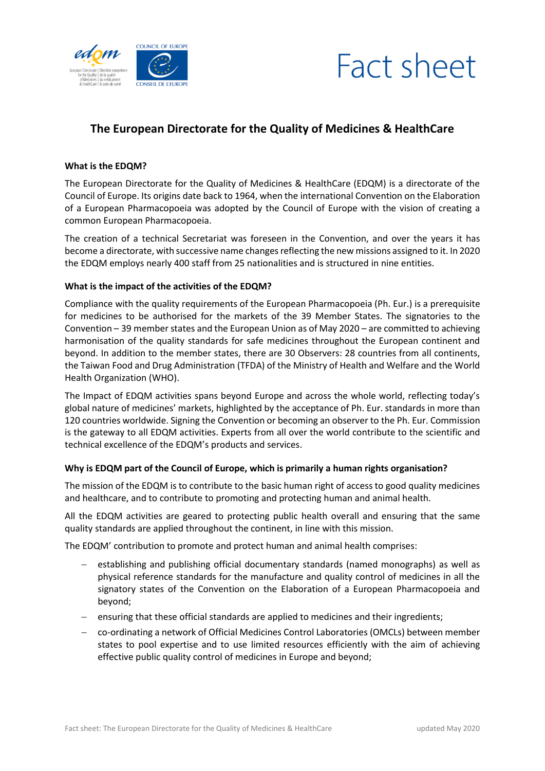Fact sheet

# The European Directorate for the Quality of Medicines & HealthCare

**What is the EDQM?**

The European Directorate for the Quality of Medicines & HealthCare (EDQM) is a directorate of the Council of Europe. Its origins date back to 1964, when the international Convention on the Elaboration of a European Pharmacopoeia was adopted by the Council of Europe with the vision of creating a common European Pharmacopoeia.

The creation of a technical Secretariat was foreseen in the Convention, and over the years it has become a directorate, with successive name changes reflecting the new missions assigned to it. In 2020 the EDQM employs nearly 400 staff from 25 nationalities and is structured in nine entities.

**What is the impact of the activities of the EDQM?**

Compliance with the quality requirements of the European Pharmacopoeia (Ph. Eur.) is a prerequisite for medicines to be authorised for the markets of the 39 Member States. The signatories to the Convention – 39 member states and the European Union as of May 2020 – are committed to achieving harmonisation of the quality standards for safe medicines throughout the European continent and beyond. In addition to the member states, there are 30 Observers: 28 countries from all continents, the Taiwan Food and Drug Administration (TFDA) of the Ministry of Health and Welfare and the World Health Organization (WHO).

The Impact of EDQM activities spans beyond Europe and across the whole world, reflecting today's global nature of medicines' markets, highlighted by the acceptance of Ph. Eur. standards in more than 120 countries worldwide. Signing the Convention or becoming an observer to the Ph. Eur. Commission is the gateway to all EDQM activities. Experts from all over the world contribute to the scientific and technical excellence of the EDQM's products and services.

**Why is EDQM part of the Council of Europe, which is primarily a human rights organisation?**

The mission of the EDQM is to contribute to the basic human right of access to good quality medicines and healthcare, and to contribute to promoting and protecting human and animal health.

All the EDQM activities are geared to protecting public health overall and ensuring that the same quality standards are applied throughout the continent, in line with this mission.

The EDQM' contribution to promote and protect human and animal health comprises:

- establishing and publishing official documentary standards (named monographs) as well as physical reference standards for the manufacture and quality control of medicines in all the signatory states of the Convention on the Elaboration of a European Pharmacopoeia and beyond;
- ensuring that these official standards are applied to medicines and their ingredients;
- co-ordinating a network of Official Medicines Control Laboratories (OMCLs) between member states to pool expertise and to use limited resources efficiently with the aim of achieving effective public quality control of medicines in Europe and beyond;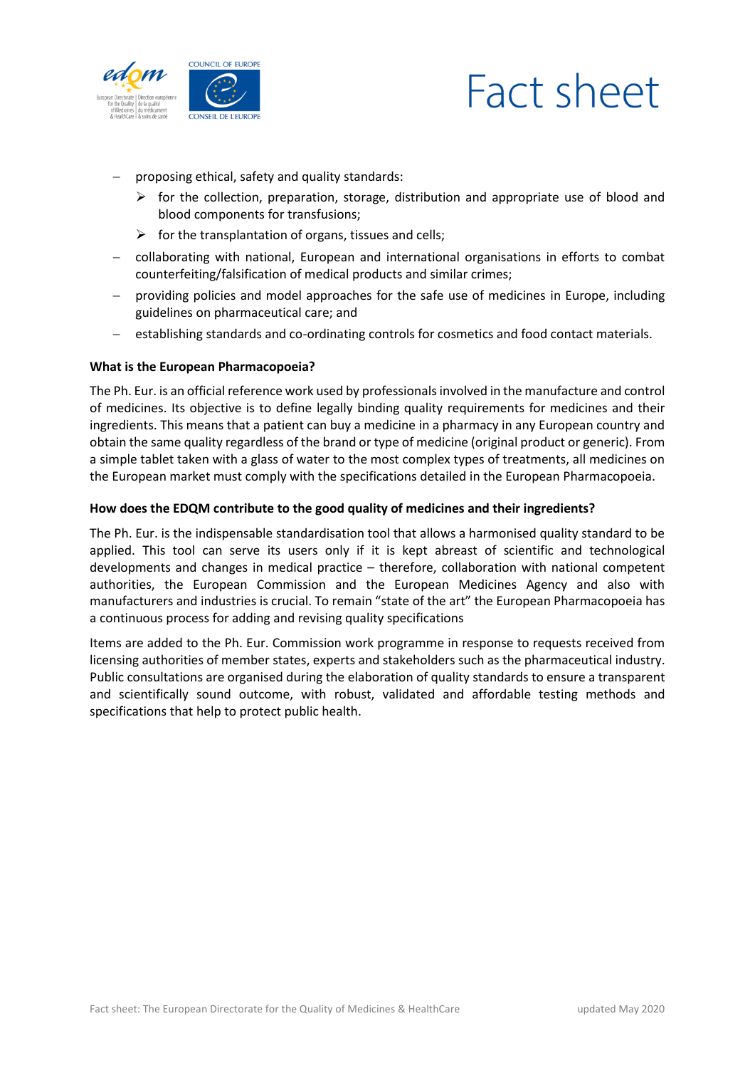- proposing ethical, safety and quality standards:
  - for the collection, preparation, storage, distribution and appropriate use of blood and blood components for transfusions;
  - for the transplantation of organs, tissues and cells;
- collaborating with national, European and international organisations in efforts to combat counterfeiting/falsification of medical products and similar crimes;
- providing policies and model approaches for the safe use of medicines in Europe, including guidelines on pharmaceutical care; and
- establishing standards and co-ordinating controls for cosmetics and food contact materials.

**What is the European Pharmacopoeia?**

The Ph. Eur. is an official reference work used by professionals involved in the manufacture and control of medicines. Its objective is to define legally binding quality requirements for medicines and their ingredients. This means that a patient can buy a medicine in a pharmacy in any European country and obtain the same quality regardless of the brand or type of medicine (original product or generic). From a simple tablet taken with a glass of water to the most complex types of treatments, all medicines on the European market must comply with the specifications detailed in the European Pharmacopoeia.

**How does the EDQM contribute to the good quality of medicines and their ingredients?**

The Ph. Eur. is the indispensable standardisation tool that allows a harmonised quality standard to be applied. This tool can serve its users only if it is kept abreast of scientific and technological developments and changes in medical practice – therefore, collaboration with national competent authorities, the European Commission and the European Medicines Agency and also with manufacturers and industries is crucial. To remain "state of the art" the European Pharmacopoeia has a continuous process for adding and revising quality specifications

Items are added to the Ph. Eur. Commission work programme in response to requests received from licensing authorities of member states, experts and stakeholders such as the pharmaceutical industry. Public consultations are organised during the elaboration of quality standards to ensure a transparent and scientifically sound outcome, with robust, validated and affordable testing methods and specifications that help to protect public health.